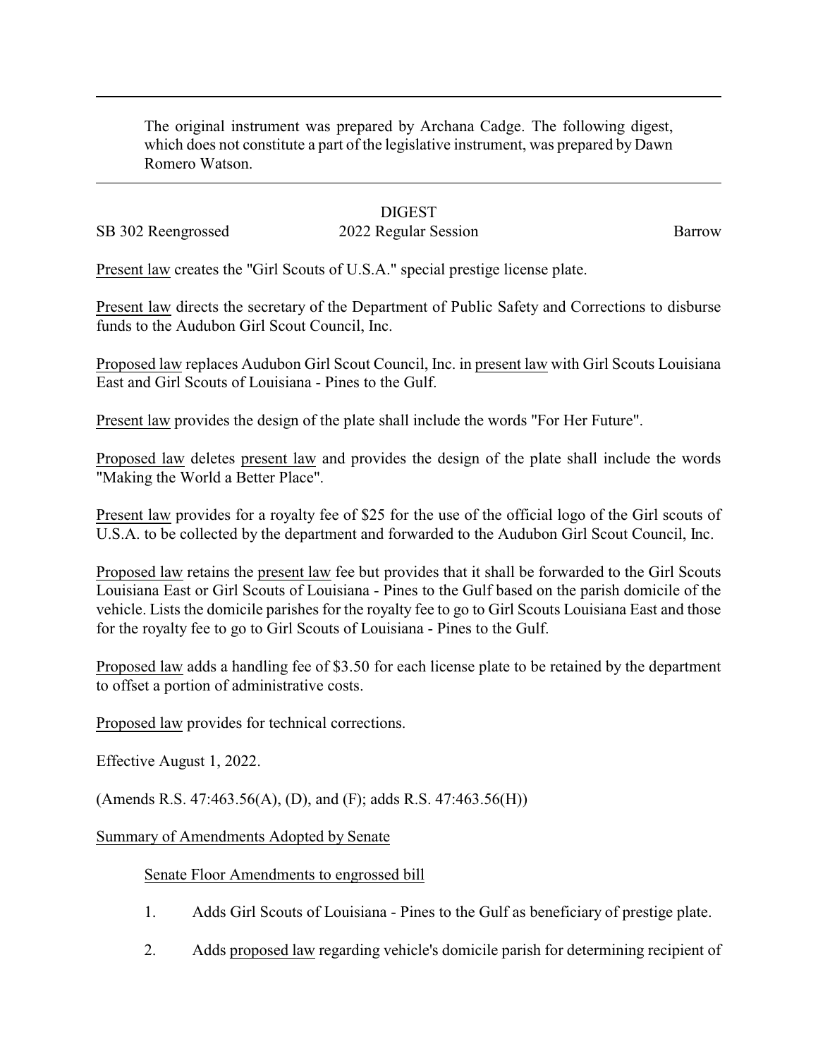The original instrument was prepared by Archana Cadge. The following digest, which does not constitute a part of the legislative instrument, was prepared by Dawn Romero Watson.

---

DIGEST

SB 302 Reengrossed 2022 Regular Session Barrow

Present law creates the "Girl Scouts of U.S.A." special prestige license plate.

Present law directs the secretary of the Department of Public Safety and Corrections to disburse funds to the Audubon Girl Scout Council, Inc.

Proposed law replaces Audubon Girl Scout Council, Inc. in present law with Girl Scouts Louisiana East and Girl Scouts of Louisiana - Pines to the Gulf.

Present law provides the design of the plate shall include the words "For Her Future".

Proposed law deletes present law and provides the design of the plate shall include the words "Making the World a Better Place".

Present law provides for a royalty fee of $25 for the use of the official logo of the Girl scouts of U.S.A. to be collected by the department and forwarded to the Audubon Girl Scout Council, Inc.

Proposed law retains the present law fee but provides that it shall be forwarded to the Girl Scouts Louisiana East or Girl Scouts of Louisiana - Pines to the Gulf based on the parish domicile of the vehicle. Lists the domicile parishes for the royalty fee to go to Girl Scouts Louisiana East and those for the royalty fee to go to Girl Scouts of Louisiana - Pines to the Gulf.

Proposed law adds a handling fee of $3.50 for each license plate to be retained by the department to offset a portion of administrative costs.

Proposed law provides for technical corrections.

Effective August 1, 2022.

(Amends R.S. 47:463.56(A), (D), and (F); adds R.S. 47:463.56(H))

Summary of Amendments Adopted by Senate

Senate Floor Amendments to engrossed bill

1. Adds Girl Scouts of Louisiana - Pines to the Gulf as beneficiary of prestige plate.

2. Adds proposed law regarding vehicle's domicile parish for determining recipient of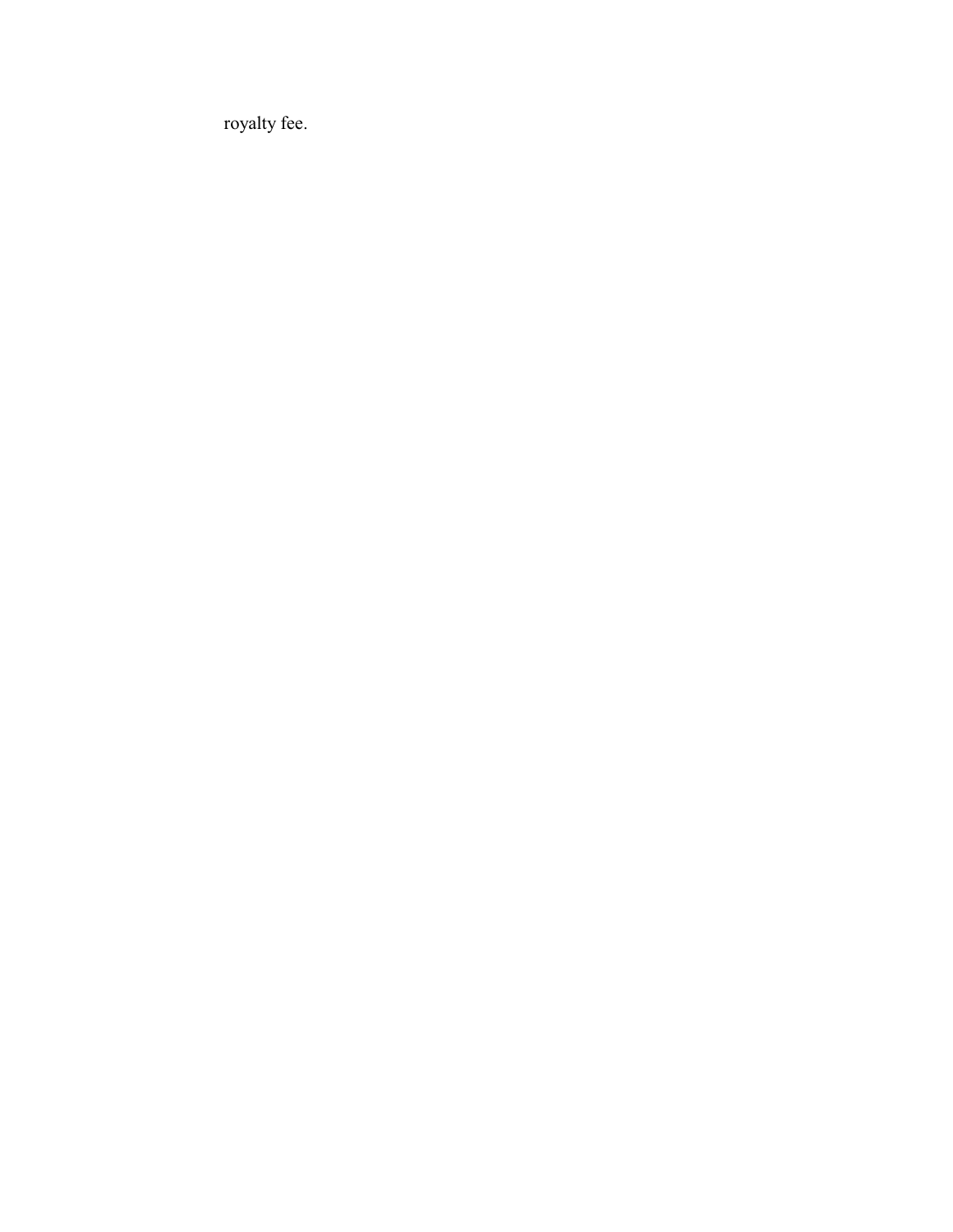royalty fee.